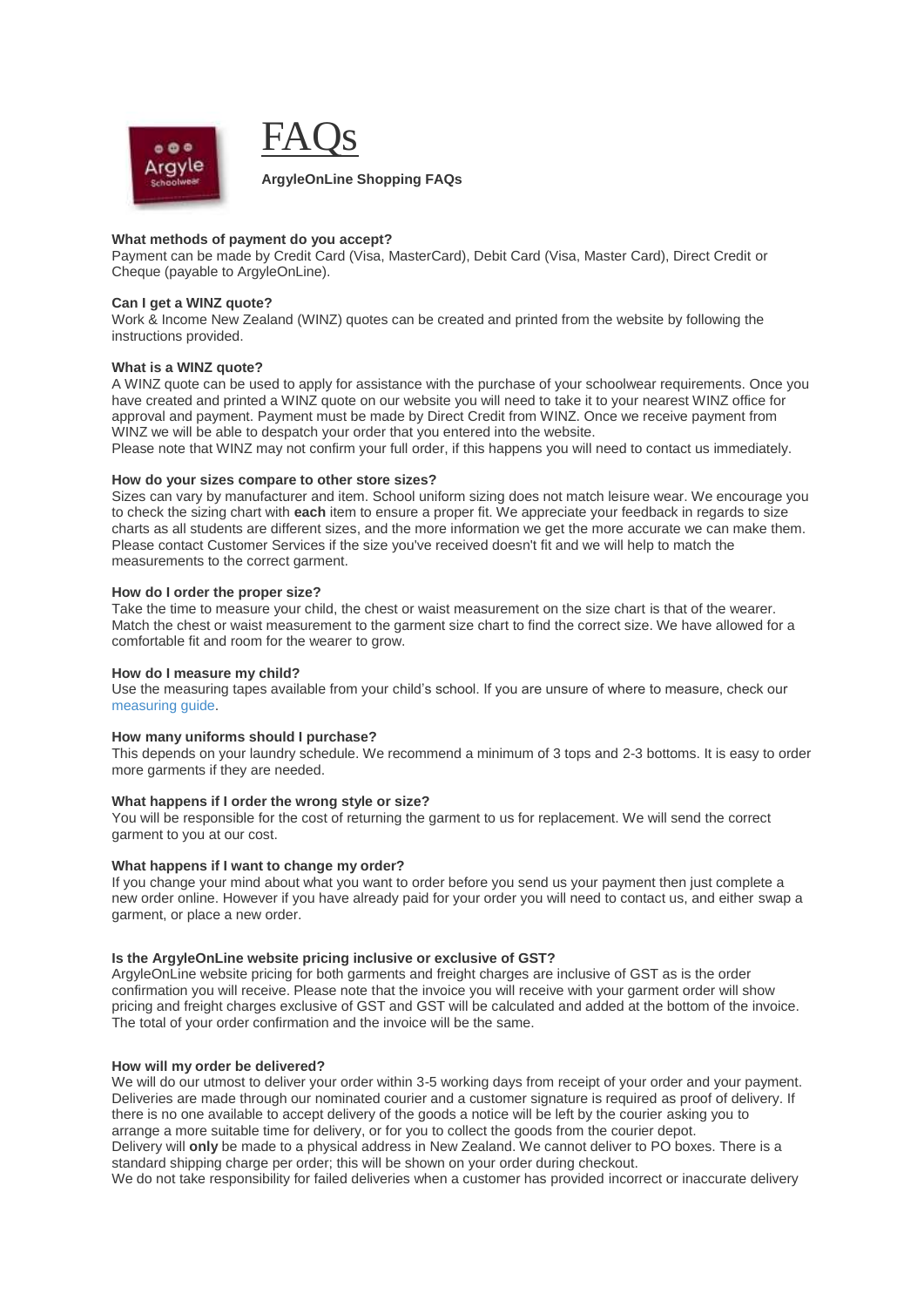# FAQs

**ArgyleOnLine Shopping FAQs**

**What methods of payment do you accept?**
Payment can be made by Credit Card (Visa, MasterCard), Debit Card (Visa, Master Card), Direct Credit or Cheque (payable to ArgyleOnLine).

**Can I get a WINZ quote?**
Work & Income New Zealand (WINZ) quotes can be created and printed from the website by following the instructions provided.

**What is a WINZ quote?**
A WINZ quote can be used to apply for assistance with the purchase of your schoolwear requirements. Once you have created and printed a WINZ quote on our website you will need to take it to your nearest WINZ office for approval and payment. Payment must be made by Direct Credit from WINZ. Once we receive payment from WINZ we will be able to despatch your order that you entered into the website.
Please note that WINZ may not confirm your full order, if this happens you will need to contact us immediately.

**How do your sizes compare to other store sizes?**
Sizes can vary by manufacturer and item. School uniform sizing does not match leisure wear. We encourage you to check the sizing chart with **each** item to ensure a proper fit. We appreciate your feedback in regards to size charts as all students are different sizes, and the more information we get the more accurate we can make them. Please contact Customer Services if the size you've received doesn't fit and we will help to match the measurements to the correct garment.

**How do I order the proper size?**
Take the time to measure your child, the chest or waist measurement on the size chart is that of the wearer. Match the chest or waist measurement to the garment size chart to find the correct size. We have allowed for a comfortable fit and room for the wearer to grow.

**How do I measure my child?**
Use the measuring tapes available from your child's school. If you are unsure of where to measure, check our measuring guide.

**How many uniforms should I purchase?**
This depends on your laundry schedule. We recommend a minimum of 3 tops and 2-3 bottoms. It is easy to order more garments if they are needed.

**What happens if I order the wrong style or size?**
You will be responsible for the cost of returning the garment to us for replacement. We will send the correct garment to you at our cost.

**What happens if I want to change my order?**
If you change your mind about what you want to order before you send us your payment then just complete a new order online. However if you have already paid for your order you will need to contact us, and either swap a garment, or place a new order.

**Is the ArgyleOnLine website pricing inclusive or exclusive of GST?**
ArgyleOnLine website pricing for both garments and freight charges are inclusive of GST as is the order confirmation you will receive. Please note that the invoice you will receive with your garment order will show pricing and freight charges exclusive of GST and GST will be calculated and added at the bottom of the invoice. The total of your order confirmation and the invoice will be the same.

**How will my order be delivered?**
We will do our utmost to deliver your order within 3-5 working days from receipt of your order and your payment. Deliveries are made through our nominated courier and a customer signature is required as proof of delivery. If there is no one available to accept delivery of the goods a notice will be left by the courier asking you to arrange a more suitable time for delivery, or for you to collect the goods from the courier depot.
Delivery will **only** be made to a physical address in New Zealand. We cannot deliver to PO boxes. There is a standard shipping charge per order; this will be shown on your order during checkout.
We do not take responsibility for failed deliveries when a customer has provided incorrect or inaccurate delivery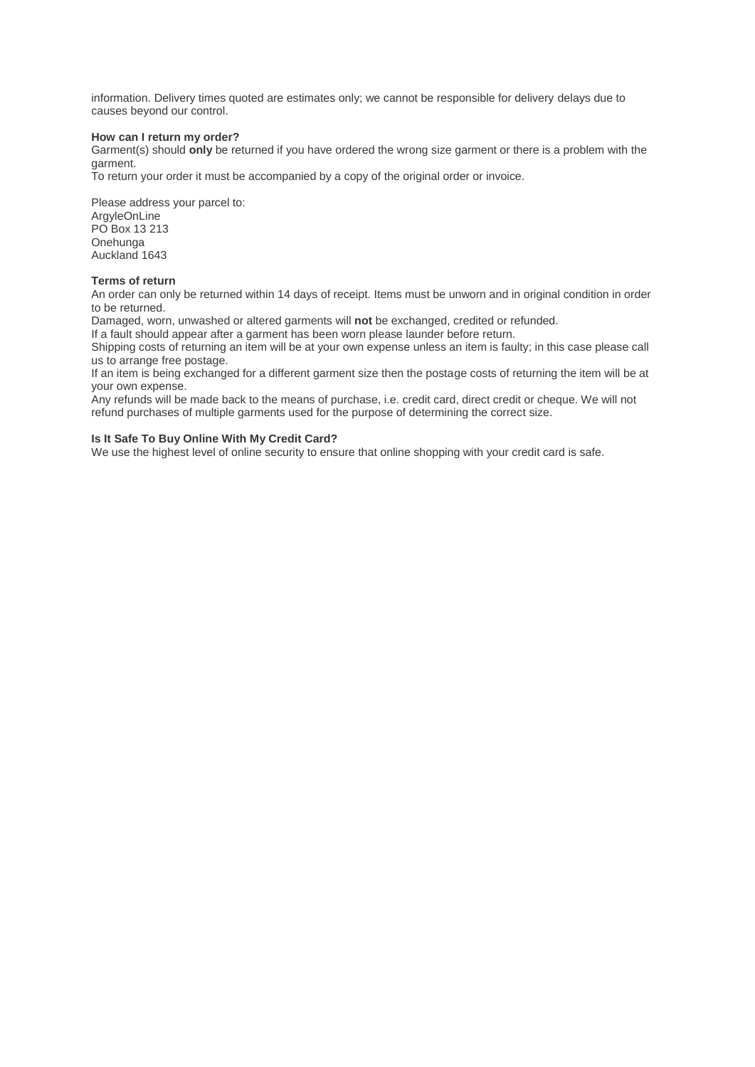information. Delivery times quoted are estimates only; we cannot be responsible for delivery delays due to causes beyond our control.

**How can I return my order?**

Garment(s) should **only** be returned if you have ordered the wrong size garment or there is a problem with the garment.

To return your order it must be accompanied by a copy of the original order or invoice.

Please address your parcel to:
ArgyleOnLine
PO Box 13 213
Onehunga
Auckland 1643

**Terms of return**

An order can only be returned within 14 days of receipt. Items must be unworn and in original condition in order to be returned.

Damaged, worn, unwashed or altered garments will **not** be exchanged, credited or refunded.

If a fault should appear after a garment has been worn please launder before return.

Shipping costs of returning an item will be at your own expense unless an item is faulty; in this case please call us to arrange free postage.

If an item is being exchanged for a different garment size then the postage costs of returning the item will be at your own expense.

Any refunds will be made back to the means of purchase, i.e. credit card, direct credit or cheque. We will not refund purchases of multiple garments used for the purpose of determining the correct size.

**Is It Safe To Buy Online With My Credit Card?**

We use the highest level of online security to ensure that online shopping with your credit card is safe.